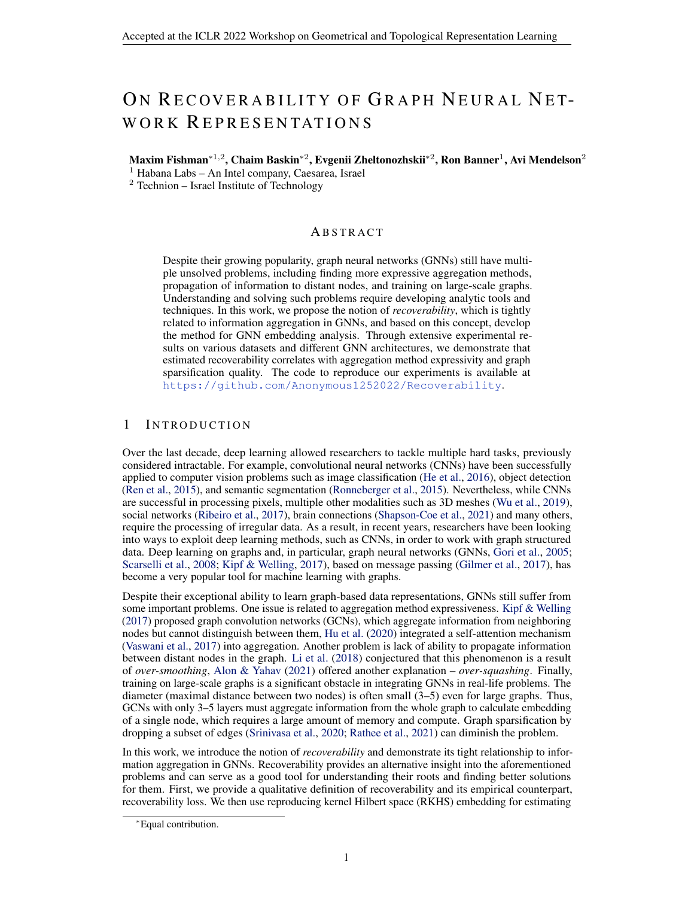# On Recoverability of Graph Neural Network Representations

**Maxim Fishman**[*1,2], **Chaim Baskin**[*2], **Evgenii Zheltonozhskii**[*2], **Ron Banner**[1], **Avi Mendelson**[2]

[1] Habana Labs – An Intel company, Caesarea, Israel

[2] Technion – Israel Institute of Technology

## Abstract

Despite their growing popularity, graph neural networks (GNNs) still have multiple unsolved problems, including finding more expressive aggregation methods, propagation of information to distant nodes, and training on large-scale graphs. Understanding and solving such problems require developing analytic tools and techniques. In this work, we propose the notion of *recoverability*, which is tightly related to information aggregation in GNNs, and based on this concept, develop the method for GNN embedding analysis. Through extensive experimental results on various datasets and different GNN architectures, we demonstrate that estimated recoverability correlates with aggregation method expressivity and graph sparsification quality. The code to reproduce our experiments is available at https://github.com/Anonymous1252022/Recoverability.

## 1 Introduction

Over the last decade, deep learning allowed researchers to tackle multiple hard tasks, previously considered intractable. For example, convolutional neural networks (CNNs) have been successfully applied to computer vision problems such as image classification (He et al., 2016), object detection (Ren et al., 2015), and semantic segmentation (Ronneberger et al., 2015). Nevertheless, while CNNs are successful in processing pixels, multiple other modalities such as 3D meshes (Wu et al., 2019), social networks (Ribeiro et al., 2017), brain connections (Shapson-Coe et al., 2021) and many others, require the processing of irregular data. As a result, in recent years, researchers have been looking into ways to exploit deep learning methods, such as CNNs, in order to work with graph structured data. Deep learning on graphs and, in particular, graph neural networks (GNNs, Gori et al., 2005; Scarselli et al., 2008; Kipf & Welling, 2017), based on message passing (Gilmer et al., 2017), has become a very popular tool for machine learning with graphs.

Despite their exceptional ability to learn graph-based data representations, GNNs still suffer from some important problems. One issue is related to aggregation method expressiveness. Kipf & Welling (2017) proposed graph convolution networks (GCNs), which aggregate information from neighboring nodes but cannot distinguish between them, Hu et al. (2020) integrated a self-attention mechanism (Vaswani et al., 2017) into aggregation. Another problem is lack of ability to propagate information between distant nodes in the graph. Li et al. (2018) conjectured that this phenomenon is a result of *over-smoothing*, Alon & Yahav (2021) offered another explanation – *over-squashing*. Finally, training on large-scale graphs is a significant obstacle in integrating GNNs in real-life problems. The diameter (maximal distance between two nodes) is often small (3–5) even for large graphs. Thus, GCNs with only 3–5 layers must aggregate information from the whole graph to calculate embedding of a single node, which requires a large amount of memory and compute. Graph sparsification by dropping a subset of edges (Srinivasa et al., 2020; Rathee et al., 2021) can diminish the problem.

In this work, we introduce the notion of *recoverability* and demonstrate its tight relationship to information aggregation in GNNs. Recoverability provides an alternative insight into the aforementioned problems and can serve as a good tool for understanding their roots and finding better solutions for them. First, we provide a qualitative definition of recoverability and its empirical counterpart, recoverability loss. We then use reproducing kernel Hilbert space (RKHS) embedding for estimating

[*]Equal contribution.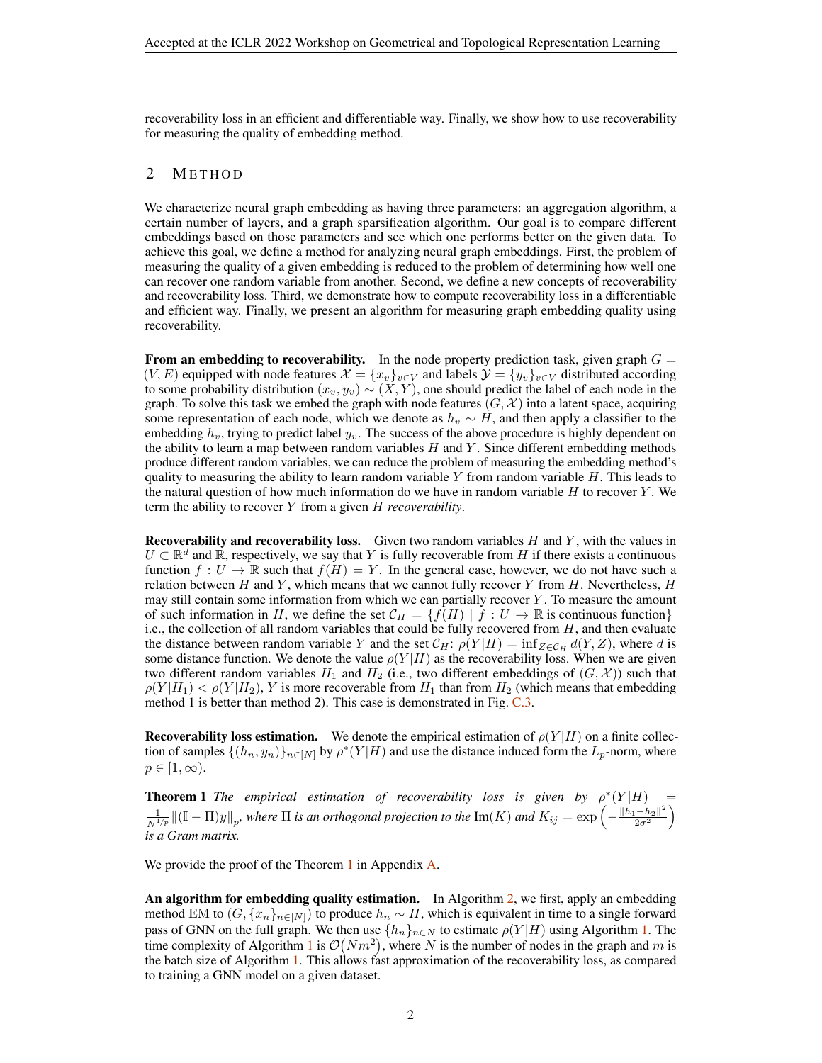recoverability loss in an efficient and differentiable way. Finally, we show how to use recoverability for measuring the quality of embedding method.

## 2 Method

We characterize neural graph embedding as having three parameters: an aggregation algorithm, a certain number of layers, and a graph sparsification algorithm. Our goal is to compare different embeddings based on those parameters and see which one performs better on the given data. To achieve this goal, we define a method for analyzing neural graph embeddings. First, the problem of measuring the quality of a given embedding is reduced to the problem of determining how well one can recover one random variable from another. Second, we define a new concepts of recoverability and recoverability loss. Third, we demonstrate how to compute recoverability loss in a differentiable and efficient way. Finally, we present an algorithm for measuring graph embedding quality using recoverability.

**From an embedding to recoverability.** In the node property prediction task, given graph $G = (V, E)$ equipped with node features $\mathcal{X} = \{x_v\}_{v \in V}$ and labels $\mathcal{Y} = \{y_v\}_{v \in V}$ distributed according to some probability distribution $(x_v, y_v) \sim (X, Y)$, one should predict the label of each node in the graph. To solve this task we embed the graph with node features $(G, \mathcal{X})$ into a latent space, acquiring some representation of each node, which we denote as $h_v \sim H$, and then apply a classifier to the embedding $h_v$, trying to predict label $y_v$. The success of the above procedure is highly dependent on the ability to learn a map between random variables $H$ and $Y$. Since different embedding methods produce different random variables, we can reduce the problem of measuring the embedding method's quality to measuring the ability to learn random variable $Y$ from random variable $H$. This leads to the natural question of how much information do we have in random variable $H$ to recover $Y$. We term the ability to recover $Y$ from a given $H$ *recoverability*.

**Recoverability and recoverability loss.** Given two random variables $H$ and $Y$, with the values in $U \subset \mathbb{R}^d$ and $\mathbb{R}$, respectively, we say that $Y$ is fully recoverable from $H$ if there exists a continuous function $f : U \to \mathbb{R}$ such that $f(H) = Y$. In the general case, however, we do not have such a relation between $H$ and $Y$, which means that we cannot fully recover $Y$ from $H$. Nevertheless, $H$ may still contain some information from which we can partially recover $Y$. To measure the amount of such information in $H$, we define the set $\mathcal{C}_H = \{f(H) \mid f : U \to \mathbb{R} \text{ is continuous function}\}$ i.e., the collection of all random variables that could be fully recovered from $H$, and then evaluate the distance between random variable $Y$ and the set $\mathcal{C}_H$: $\rho(Y|H) = \inf_{Z \in \mathcal{C}_H} d(Y, Z)$, where $d$ is some distance function. We denote the value $\rho(Y|H)$ as the recoverability loss. When we are given two different random variables $H_1$ and $H_2$ (i.e., two different embeddings of $(G, \mathcal{X})$) such that $\rho(Y|H_1) < \rho(Y|H_2)$, $Y$ is more recoverable from $H_1$ than from $H_2$ (which means that embedding method 1 is better than method 2). This case is demonstrated in Fig. C.3.

**Recoverability loss estimation.** We denote the empirical estimation of $\rho(Y|H)$ on a finite collection of samples $\{(h_n, y_n)\}_{n \in [N]}$ by $\rho^*(Y|H)$ and use the distance induced form the $L_p$-norm, where $p \in [1, \infty)$.

**Theorem 1** *The empirical estimation of recoverability loss is given by* $\rho^*(Y|H) = \frac{1}{N^{1/p}} \|(\mathbb{I} - \Pi)y\|_p$*, where* $\Pi$ *is an orthogonal projection to the* $\mathrm{Im}(K)$ *and* $K_{ij} = \exp\left(-\frac{\|h_1 - h_2\|^2}{2\sigma^2}\right)$ *is a Gram matrix.*

We provide the proof of the Theorem 1 in Appendix A.

**An algorithm for embedding quality estimation.** In Algorithm 2, we first, apply an embedding method EM to $(G, \{x_n\}_{n \in [N]})$ to produce $h_n \sim H$, which is equivalent in time to a single forward pass of GNN on the full graph. We then use $\{h_n\}_{n \in N}$ to estimate $\rho(Y|H)$ using Algorithm 1. The time complexity of Algorithm 1 is $\mathcal{O}(Nm^2)$, where $N$ is the number of nodes in the graph and $m$ is the batch size of Algorithm 1. This allows fast approximation of the recoverability loss, as compared to training a GNN model on a given dataset.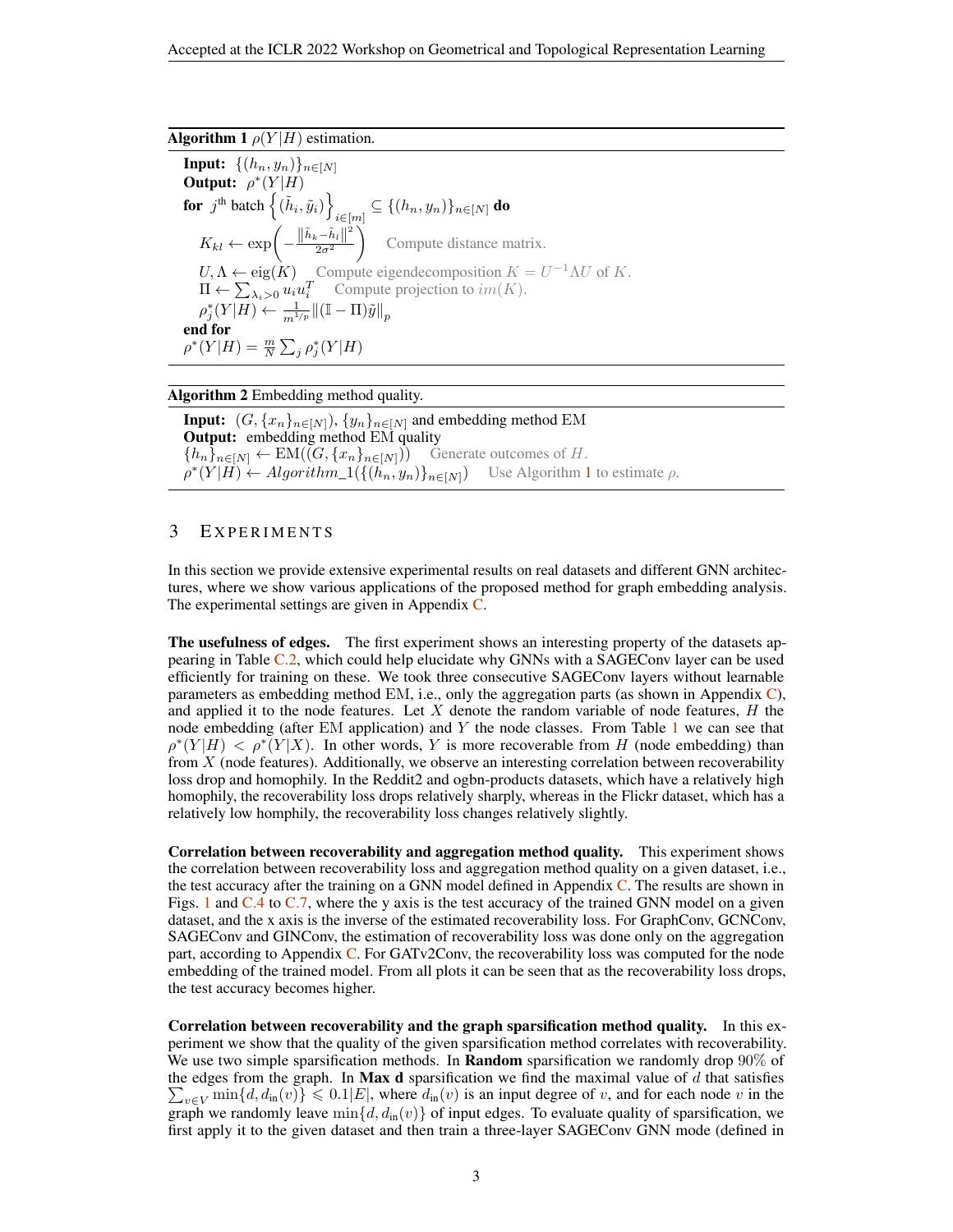**Algorithm 1** $\rho(Y|H)$ estimation.

**Input:** $\{(h_n, y_n)\}_{n\in[N]}$
**Output:** $\rho^*(Y|H)$
**for** $j^{\text{th}}$ batch $\left\{(\tilde{h}_i, \tilde{y}_i)\right\}_{i\in[m]} \subseteq \{(h_n, y_n)\}_{n\in[N]}$ **do**
  $K_{kl} \leftarrow \exp\left(-\frac{\|\tilde{h}_k - \tilde{h}_l\|^2}{2\sigma^2}\right)$   Compute distance matrix.
  $U, \Lambda \leftarrow \text{eig}(K)$   Compute eigendecomposition $K = U^{-1}\Lambda U$ of $K$.
  $\Pi \leftarrow \sum_{\lambda_i > 0} u_i u_i^T$   Compute projection to $im(K)$.
  $\rho_j^*(Y|H) \leftarrow \frac{1}{m^{1/p}}\|(\mathbb{I} - \Pi)\tilde{y}\|_p$
**end for**
$\rho^*(Y|H) = \frac{m}{N}\sum_j \rho_j^*(Y|H)$

**Algorithm 2** Embedding method quality.

**Input:** $(G, \{x_n\}_{n\in[N]})$, $\{y_n\}_{n\in[N]}$ and embedding method EM
**Output:** embedding method EM quality
$\{h_n\}_{n\in[N]} \leftarrow \text{EM}((G, \{x_n\}_{n\in[N]}))$   Generate outcomes of $H$.
$\rho^*(Y|H) \leftarrow Algorithm\_1(\{(h_n, y_n)\}_{n\in[N]})$   Use Algorithm 1 to estimate $\rho$.

# 3 Experiments

In this section we provide extensive experimental results on real datasets and different GNN architectures, where we show various applications of the proposed method for graph embedding analysis. The experimental settings are given in Appendix C.

**The usefulness of edges.** The first experiment shows an interesting property of the datasets appearing in Table C.2, which could help elucidate why GNNs with a SAGEConv layer can be used efficiently for training on these. We took three consecutive SAGEConv layers without learnable parameters as embedding method EM, i.e., only the aggregation parts (as shown in Appendix C), and applied it to the node features. Let $X$ denote the random variable of node features, $H$ the node embedding (after EM application) and $Y$ the node classes. From Table 1 we can see that $\rho^*(Y|H) < \rho^*(Y|X)$. In other words, $Y$ is more recoverable from $H$ (node embedding) than from $X$ (node features). Additionally, we observe an interesting correlation between recoverability loss drop and homophily. In the Reddit2 and ogbn-products datasets, which have a relatively high homophily, the recoverability loss drops relatively sharply, whereas in the Flickr dataset, which has a relatively low homphily, the recoverability loss changes relatively slightly.

**Correlation between recoverability and aggregation method quality.** This experiment shows the correlation between recoverability loss and aggregation method quality on a given dataset, i.e., the test accuracy after the training on a GNN model defined in Appendix C. The results are shown in Figs. 1 and C.4 to C.7, where the y axis is the test accuracy of the trained GNN model on a given dataset, and the x axis is the inverse of the estimated recoverability loss. For GraphConv, GCNConv, SAGEConv and GINConv, the estimation of recoverability loss was done only on the aggregation part, according to Appendix C. For GATv2Conv, the recoverability loss was computed for the node embedding of the trained model. From all plots it can be seen that as the recoverability loss drops, the test accuracy becomes higher.

**Correlation between recoverability and the graph sparsification method quality.** In this experiment we show that the quality of the given sparsification method correlates with recoverability. We use two simple sparsification methods. In **Random** sparsification we randomly drop 90% of the edges from the graph. In **Max d** sparsification we find the maximal value of $d$ that satisfies $\sum_{v\in V}\min\{d, d_{\text{in}}(v)\} \leqslant 0.1|E|$, where $d_{\text{in}}(v)$ is an input degree of $v$, and for each node $v$ in the graph we randomly leave $\min\{d, d_{\text{in}}(v)\}$ of input edges. To evaluate quality of sparsification, we first apply it to the given dataset and then train a three-layer SAGEConv GNN mode (defined in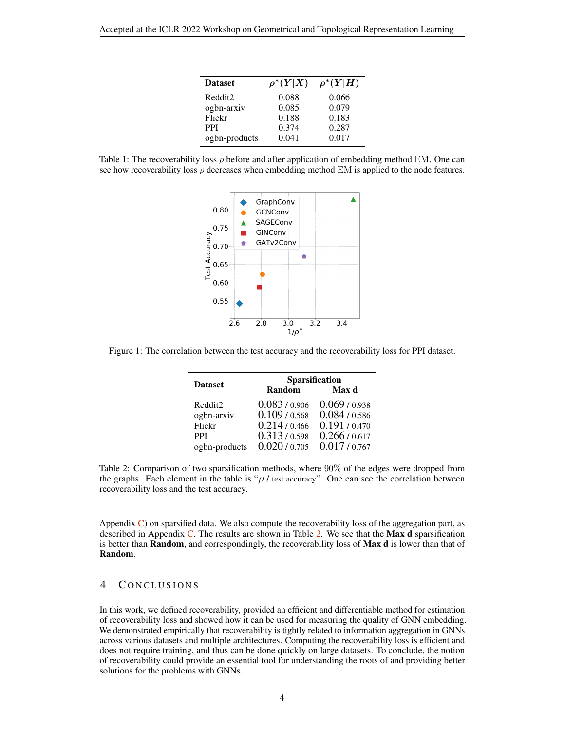| Dataset | $\rho^*(Y\|X)$ | $\rho^*(Y\|H)$ |
|---|---|---|
| Reddit2 | 0.088 | 0.066 |
| ogbn-arxiv | 0.085 | 0.079 |
| Flickr | 0.188 | 0.183 |
| PPI | 0.374 | 0.287 |
| ogbn-products | 0.041 | 0.017 |

Table 1: The recoverability loss $\rho$ before and after application of embedding method EM. One can see how recoverability loss $\rho$ decreases when embedding method EM is applied to the node features.

Figure 1: The correlation between the test accuracy and the recoverability loss for PPI dataset.

| Dataset | Sparsification | |
|---|---|---|
| | Random | Max d |
| Reddit2 | 0.083 / 0.906 | 0.069 / 0.938 |
| ogbn-arxiv | 0.109 / 0.568 | 0.084 / 0.586 |
| Flickr | 0.214 / 0.466 | 0.191 / 0.470 |
| PPI | 0.313 / 0.598 | 0.266 / 0.617 |
| ogbn-products | 0.020 / 0.705 | 0.017 / 0.767 |

Table 2: Comparison of two sparsification methods, where 90% of the edges were dropped from the graphs. Each element in the table is "$\rho$ / test accuracy". One can see the correlation between recoverability loss and the test accuracy.

Appendix C) on sparsified data. We also compute the recoverability loss of the aggregation part, as described in Appendix C. The results are shown in Table 2. We see that the **Max d** sparsification is better than **Random**, and correspondingly, the recoverability loss of **Max d** is lower than that of **Random**.

# 4 Conclusions

In this work, we defined recoverability, provided an efficient and differentiable method for estimation of recoverability loss and showed how it can be used for measuring the quality of GNN embedding. We demonstrated empirically that recoverability is tightly related to information aggregation in GNNs across various datasets and multiple architectures. Computing the recoverability loss is efficient and does not require training, and thus can be done quickly on large datasets. To conclude, the notion of recoverability could provide an essential tool for understanding the roots of and providing better solutions for the problems with GNNs.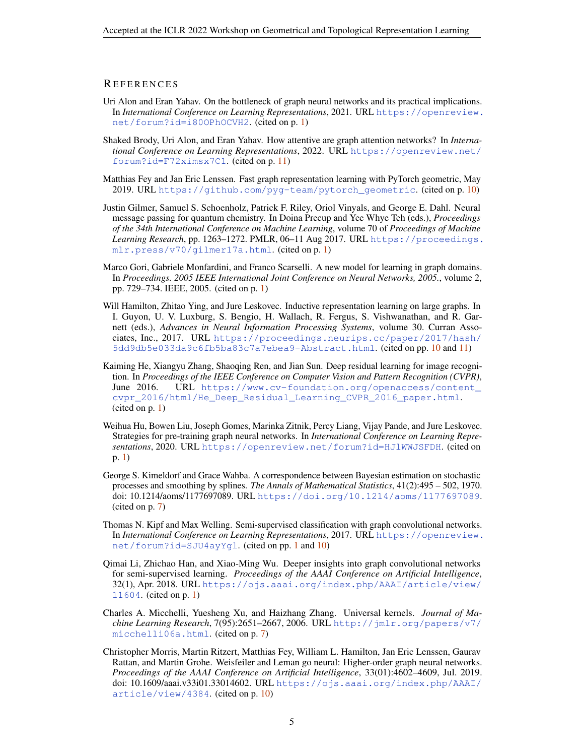# References

Uri Alon and Eran Yahav. On the bottleneck of graph neural networks and its practical implications. In *International Conference on Learning Representations*, 2021. URL https://openreview.net/forum?id=i80OPhOCVH2. (cited on p. 1)

Shaked Brody, Uri Alon, and Eran Yahav. How attentive are graph attention networks? In *International Conference on Learning Representations*, 2022. URL https://openreview.net/forum?id=F72ximsx7C1. (cited on p. 11)

Matthias Fey and Jan Eric Lenssen. Fast graph representation learning with PyTorch geometric, May 2019. URL https://github.com/pyg-team/pytorch_geometric. (cited on p. 10)

Justin Gilmer, Samuel S. Schoenholz, Patrick F. Riley, Oriol Vinyals, and George E. Dahl. Neural message passing for quantum chemistry. In Doina Precup and Yee Whye Teh (eds.), *Proceedings of the 34th International Conference on Machine Learning*, volume 70 of *Proceedings of Machine Learning Research*, pp. 1263–1272. PMLR, 06–11 Aug 2017. URL https://proceedings.mlr.press/v70/gilmer17a.html. (cited on p. 1)

Marco Gori, Gabriele Monfardini, and Franco Scarselli. A new model for learning in graph domains. In *Proceedings. 2005 IEEE International Joint Conference on Neural Networks, 2005.*, volume 2, pp. 729–734. IEEE, 2005. (cited on p. 1)

Will Hamilton, Zhitao Ying, and Jure Leskovec. Inductive representation learning on large graphs. In I. Guyon, U. V. Luxburg, S. Bengio, H. Wallach, R. Fergus, S. Vishwanathan, and R. Garnett (eds.), *Advances in Neural Information Processing Systems*, volume 30. Curran Associates, Inc., 2017. URL https://proceedings.neurips.cc/paper/2017/hash/5dd9db5e033da9c6fb5ba83c7a7ebea9-Abstract.html. (cited on pp. 10 and 11)

Kaiming He, Xiangyu Zhang, Shaoqing Ren, and Jian Sun. Deep residual learning for image recognition. In *Proceedings of the IEEE Conference on Computer Vision and Pattern Recognition (CVPR)*, June 2016. URL https://www.cv-foundation.org/openaccess/content_cvpr_2016/html/He_Deep_Residual_Learning_CVPR_2016_paper.html. (cited on p. 1)

Weihua Hu, Bowen Liu, Joseph Gomes, Marinka Zitnik, Percy Liang, Vijay Pande, and Jure Leskovec. Strategies for pre-training graph neural networks. In *International Conference on Learning Representations*, 2020. URL https://openreview.net/forum?id=HJlWWJSFDH. (cited on p. 1)

George S. Kimeldorf and Grace Wahba. A correspondence between Bayesian estimation on stochastic processes and smoothing by splines. *The Annals of Mathematical Statistics*, 41(2):495 – 502, 1970. doi: 10.1214/aoms/1177697089. URL https://doi.org/10.1214/aoms/1177697089. (cited on p. 7)

Thomas N. Kipf and Max Welling. Semi-supervised classification with graph convolutional networks. In *International Conference on Learning Representations*, 2017. URL https://openreview.net/forum?id=SJU4ayYgl. (cited on pp. 1 and 10)

Qimai Li, Zhichao Han, and Xiao-Ming Wu. Deeper insights into graph convolutional networks for semi-supervised learning. *Proceedings of the AAAI Conference on Artificial Intelligence*, 32(1), Apr. 2018. URL https://ojs.aaai.org/index.php/AAAI/article/view/11604. (cited on p. 1)

Charles A. Micchelli, Yuesheng Xu, and Haizhang Zhang. Universal kernels. *Journal of Machine Learning Research*, 7(95):2651–2667, 2006. URL http://jmlr.org/papers/v7/micchelli06a.html. (cited on p. 7)

Christopher Morris, Martin Ritzert, Matthias Fey, William L. Hamilton, Jan Eric Lenssen, Gaurav Rattan, and Martin Grohe. Weisfeiler and Leman go neural: Higher-order graph neural networks. *Proceedings of the AAAI Conference on Artificial Intelligence*, 33(01):4602–4609, Jul. 2019. doi: 10.1609/aaai.v33i01.33014602. URL https://ojs.aaai.org/index.php/AAAI/article/view/4384. (cited on p. 10)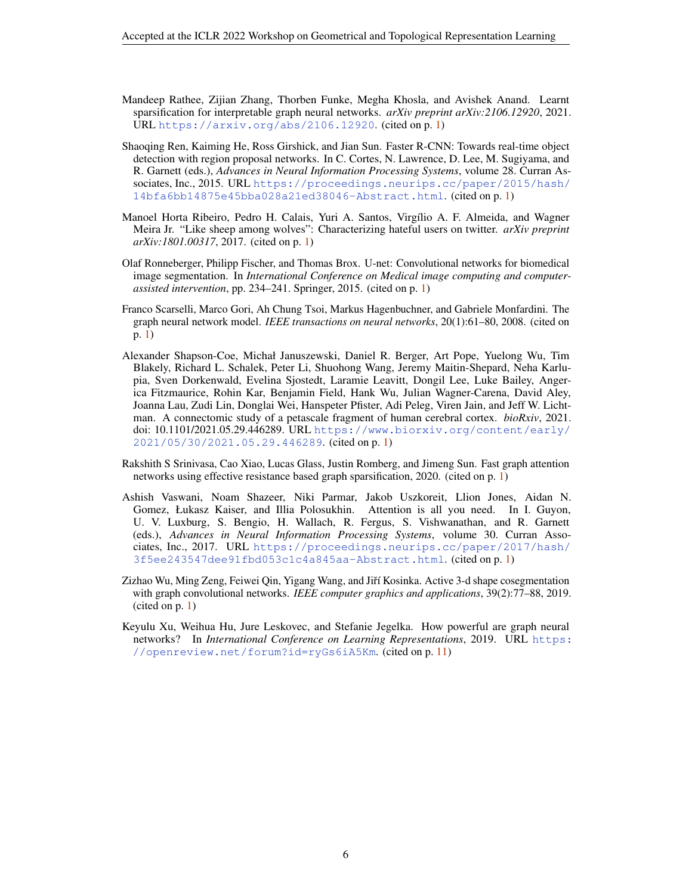Mandeep Rathee, Zijian Zhang, Thorben Funke, Megha Khosla, and Avishek Anand. Learnt sparsification for interpretable graph neural networks. *arXiv preprint arXiv:2106.12920*, 2021. URL https://arxiv.org/abs/2106.12920. (cited on p. 1)

Shaoqing Ren, Kaiming He, Ross Girshick, and Jian Sun. Faster R-CNN: Towards real-time object detection with region proposal networks. In C. Cortes, N. Lawrence, D. Lee, M. Sugiyama, and R. Garnett (eds.), *Advances in Neural Information Processing Systems*, volume 28. Curran Associates, Inc., 2015. URL https://proceedings.neurips.cc/paper/2015/hash/14bfa6bb14875e45bba028a21ed38046-Abstract.html. (cited on p. 1)

Manoel Horta Ribeiro, Pedro H. Calais, Yuri A. Santos, Virgílio A. F. Almeida, and Wagner Meira Jr. "Like sheep among wolves": Characterizing hateful users on twitter. *arXiv preprint arXiv:1801.00317*, 2017. (cited on p. 1)

Olaf Ronneberger, Philipp Fischer, and Thomas Brox. U-net: Convolutional networks for biomedical image segmentation. In *International Conference on Medical image computing and computer-assisted intervention*, pp. 234–241. Springer, 2015. (cited on p. 1)

Franco Scarselli, Marco Gori, Ah Chung Tsoi, Markus Hagenbuchner, and Gabriele Monfardini. The graph neural network model. *IEEE transactions on neural networks*, 20(1):61–80, 2008. (cited on p. 1)

Alexander Shapson-Coe, Michał Januszewski, Daniel R. Berger, Art Pope, Yuelong Wu, Tim Blakely, Richard L. Schalek, Peter Li, Shuohong Wang, Jeremy Maitin-Shepard, Neha Karlupia, Sven Dorkenwald, Evelina Sjostedt, Laramie Leavitt, Dongil Lee, Luke Bailey, Angerica Fitzmaurice, Rohin Kar, Benjamin Field, Hank Wu, Julian Wagner-Carena, David Aley, Joanna Lau, Zudi Lin, Donglai Wei, Hanspeter Pfister, Adi Peleg, Viren Jain, and Jeff W. Lichtman. A connectomic study of a petascale fragment of human cerebral cortex. *bioRxiv*, 2021. doi: 10.1101/2021.05.29.446289. URL https://www.biorxiv.org/content/early/2021/05/30/2021.05.29.446289. (cited on p. 1)

Rakshith S Srinivasa, Cao Xiao, Lucas Glass, Justin Romberg, and Jimeng Sun. Fast graph attention networks using effective resistance based graph sparsification, 2020. (cited on p. 1)

Ashish Vaswani, Noam Shazeer, Niki Parmar, Jakob Uszkoreit, Llion Jones, Aidan N. Gomez, Łukasz Kaiser, and Illia Polosukhin. Attention is all you need. In I. Guyon, U. V. Luxburg, S. Bengio, H. Wallach, R. Fergus, S. Vishwanathan, and R. Garnett (eds.), *Advances in Neural Information Processing Systems*, volume 30. Curran Associates, Inc., 2017. URL https://proceedings.neurips.cc/paper/2017/hash/3f5ee243547dee91fbd053c1c4a845aa-Abstract.html. (cited on p. 1)

Zizhao Wu, Ming Zeng, Feiwei Qin, Yigang Wang, and Jiří Kosinka. Active 3-d shape cosegmentation with graph convolutional networks. *IEEE computer graphics and applications*, 39(2):77–88, 2019. (cited on p. 1)

Keyulu Xu, Weihua Hu, Jure Leskovec, and Stefanie Jegelka. How powerful are graph neural networks? In *International Conference on Learning Representations*, 2019. URL https://openreview.net/forum?id=ryGs6iA5Km. (cited on p. 11)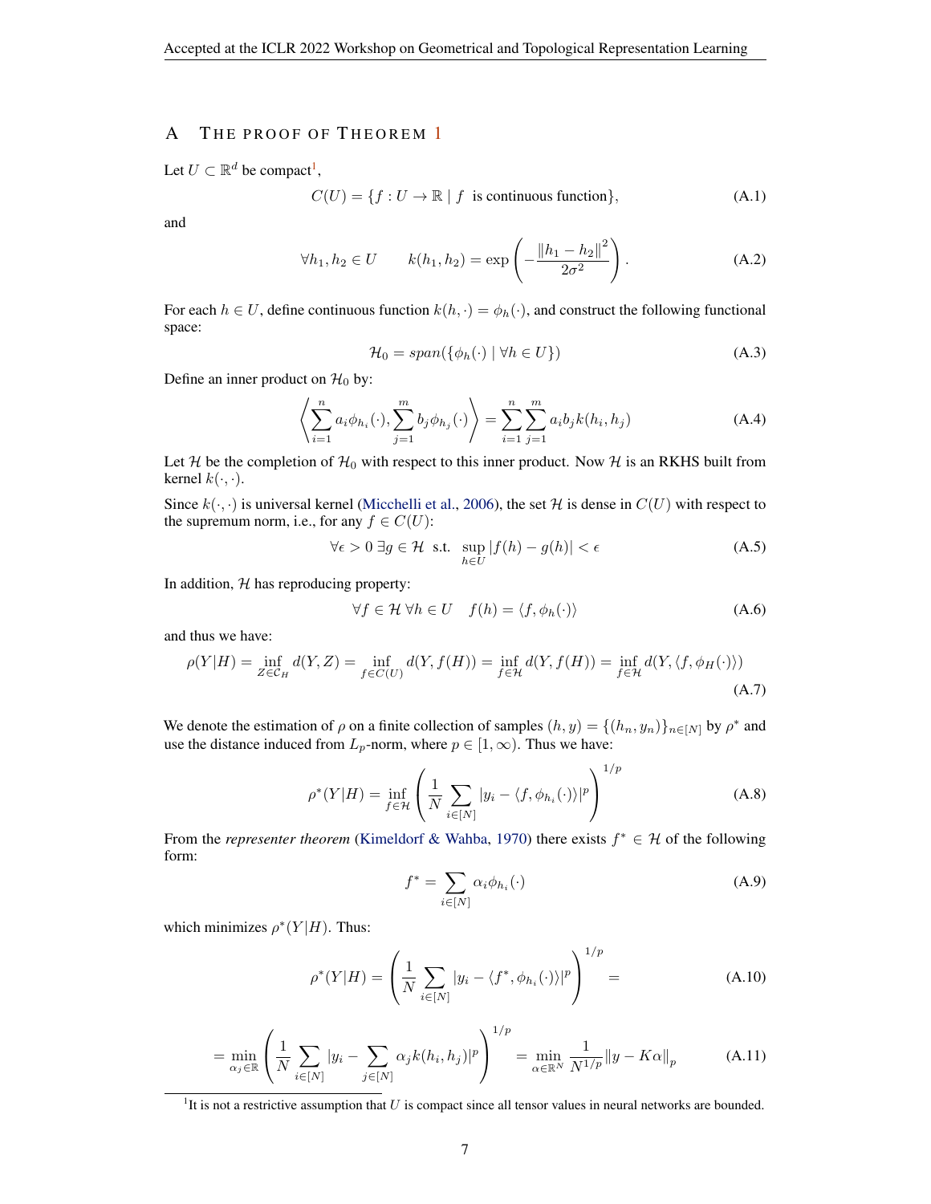# A THE PROOF OF THEOREM 1

Let $U \subset \mathbb{R}^d$ be compact[1],

$$C(U) = \{f : U \to \mathbb{R} \mid f \text{ is continuous function}\}, \tag{A.1}$$

and

$$\forall h_1, h_2 \in U \qquad k(h_1, h_2) = \exp\left(-\frac{\|h_1 - h_2\|^2}{2\sigma^2}\right). \tag{A.2}$$

For each $h \in U$, define continuous function $k(h, \cdot) = \phi_h(\cdot)$, and construct the following functional space:

$$\mathcal{H}_0 = span(\{\phi_h(\cdot) \mid \forall h \in U\}) \tag{A.3}$$

Define an inner product on $\mathcal{H}_0$ by:

$$\left\langle \sum_{i=1}^{n} a_i \phi_{h_i}(\cdot), \sum_{j=1}^{m} b_j \phi_{h_j}(\cdot) \right\rangle = \sum_{i=1}^{n} \sum_{j=1}^{m} a_i b_j k(h_i, h_j) \tag{A.4}$$

Let $\mathcal{H}$ be the completion of $\mathcal{H}_0$ with respect to this inner product. Now $\mathcal{H}$ is an RKHS built from kernel $k(\cdot, \cdot)$.

Since $k(\cdot, \cdot)$ is universal kernel (Micchelli et al., 2006), the set $\mathcal{H}$ is dense in $C(U)$ with respect to the supremum norm, i.e., for any $f \in C(U)$:

$$\forall \epsilon > 0 \; \exists g \in \mathcal{H} \text{ s.t. } \sup_{h \in U} |f(h) - g(h)| < \epsilon \tag{A.5}$$

In addition, $\mathcal{H}$ has reproducing property:

$$\forall f \in \mathcal{H} \; \forall h \in U \quad f(h) = \langle f, \phi_h(\cdot) \rangle \tag{A.6}$$

and thus we have:

$$\rho(Y|H) = \inf_{Z \in \mathcal{C}_H} d(Y, Z) = \inf_{f \in C(U)} d(Y, f(H)) = \inf_{f \in \mathcal{H}} d(Y, f(H)) = \inf_{f \in \mathcal{H}} d(Y, \langle f, \phi_H(\cdot) \rangle) \tag{A.7}$$

We denote the estimation of $\rho$ on a finite collection of samples $(h, y) = \{(h_n, y_n)\}_{n \in [N]}$ by $\rho^*$ and use the distance induced from $L_p$-norm, where $p \in [1, \infty)$. Thus we have:

$$\rho^*(Y|H) = \inf_{f \in \mathcal{H}} \left( \frac{1}{N} \sum_{i \in [N]} |y_i - \langle f, \phi_{h_i}(\cdot) \rangle|^p \right)^{1/p} \tag{A.8}$$

From the *representer theorem* (Kimeldorf & Wahba, 1970) there exists $f^* \in \mathcal{H}$ of the following form:

$$f^* = \sum_{i \in [N]} \alpha_i \phi_{h_i}(\cdot) \tag{A.9}$$

which minimizes $\rho^*(Y|H)$. Thus:

$$\rho^*(Y|H) = \left( \frac{1}{N} \sum_{i \in [N]} |y_i - \langle f^*, \phi_{h_i}(\cdot) \rangle|^p \right)^{1/p} = \tag{A.10}$$

$$= \min_{\alpha_j \in \mathbb{R}} \left( \frac{1}{N} \sum_{i \in [N]} |y_i - \sum_{j \in [N]} \alpha_j k(h_i, h_j)|^p \right)^{1/p} = \min_{\alpha \in \mathbb{R}^N} \frac{1}{N^{1/p}} \|y - K\alpha\|_p \tag{A.11}$$

[1] It is not a restrictive assumption that $U$ is compact since all tensor values in neural networks are bounded.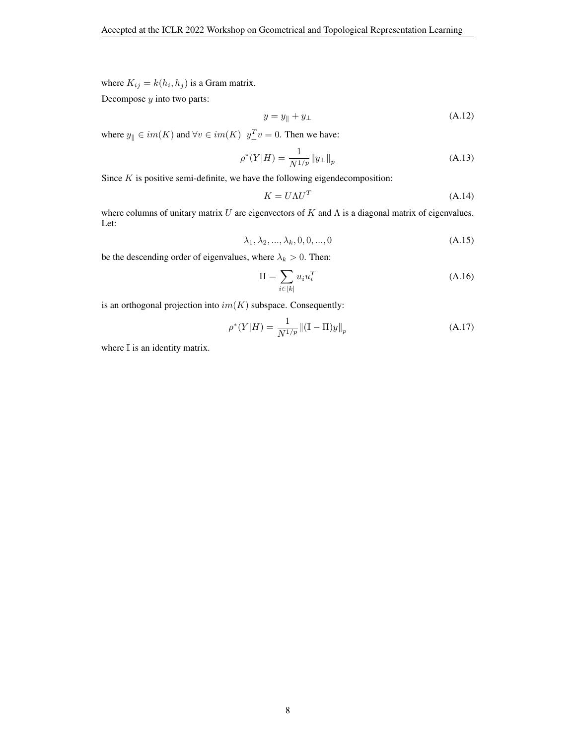where $K_{ij} = k(h_i, h_j)$ is a Gram matrix.

Decompose $y$ into two parts:

$$y = y_{\parallel} + y_{\perp} \tag{A.12}$$

where $y_{\parallel} \in im(K)$ and $\forall v \in im(K)\;\; y_{\perp}^T v = 0$. Then we have:

$$\rho^*(Y|H) = \frac{1}{N^{1/p}} \|y_{\perp}\|_p \tag{A.13}$$

Since $K$ is positive semi-definite, we have the following eigendecomposition:

$$K = U \Lambda U^T \tag{A.14}$$

where columns of unitary matrix $U$ are eigenvectors of $K$ and $\Lambda$ is a diagonal matrix of eigenvalues. Let:

$$\lambda_1, \lambda_2, ..., \lambda_k, 0, 0, ..., 0 \tag{A.15}$$

be the descending order of eigenvalues, where $\lambda_k > 0$. Then:

$$\Pi = \sum_{i \in [k]} u_i u_i^T \tag{A.16}$$

is an orthogonal projection into $im(K)$ subspace. Consequently:

$$\rho^*(Y|H) = \frac{1}{N^{1/p}} \|(\mathbb{I} - \Pi) y\|_p \tag{A.17}$$

where $\mathbb{I}$ is an identity matrix.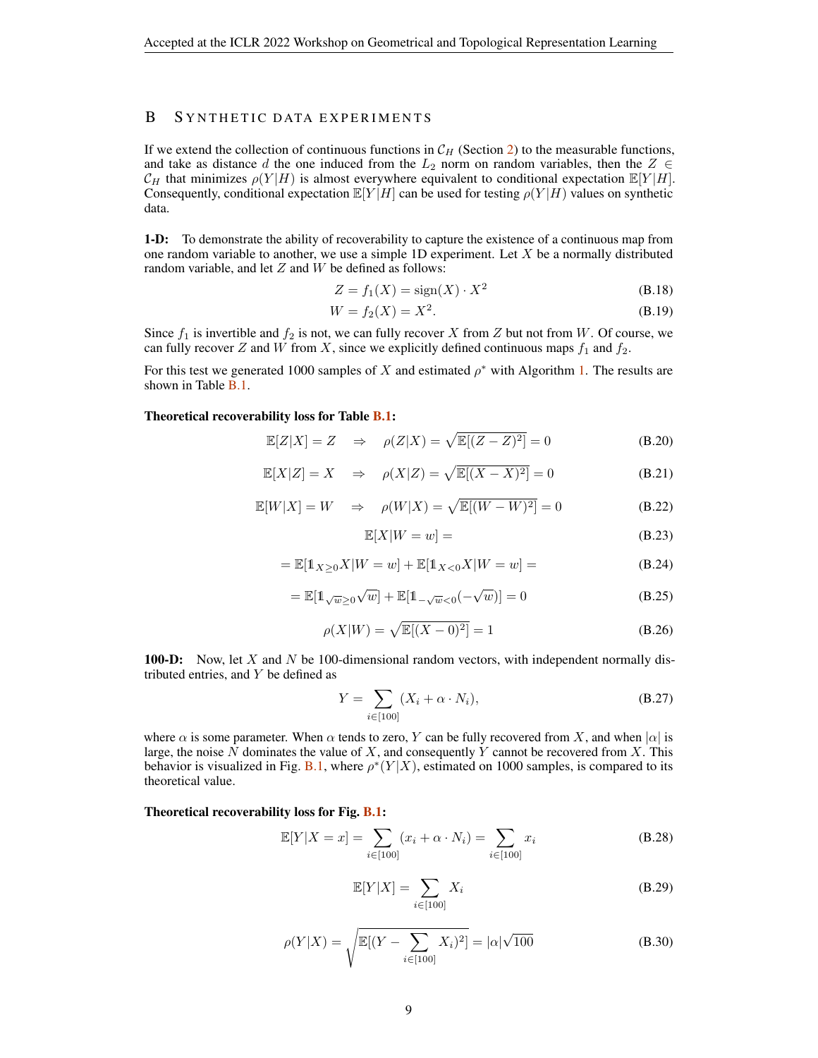# B Synthetic data experiments

If we extend the collection of continuous functions in $\mathcal{C}_H$ (Section 2) to the measurable functions, and take as distance $d$ the one induced from the $L_2$ norm on random variables, then the $Z \in \mathcal{C}_H$ that minimizes $\rho(Y|H)$ is almost everywhere equivalent to conditional expectation $\mathbb{E}[Y|H]$. Consequently, conditional expectation $\mathbb{E}[Y|H]$ can be used for testing $\rho(Y|H)$ values on synthetic data.

**1-D:** To demonstrate the ability of recoverability to capture the existence of a continuous map from one random variable to another, we use a simple 1D experiment. Let $X$ be a normally distributed random variable, and let $Z$ and $W$ be defined as follows:

$$Z = f_1(X) = \text{sign}(X) \cdot X^2 \tag{B.18}$$

$$W = f_2(X) = X^2. \tag{B.19}$$

Since $f_1$ is invertible and $f_2$ is not, we can fully recover $X$ from $Z$ but not from $W$. Of course, we can fully recover $Z$ and $W$ from $X$, since we explicitly defined continuous maps $f_1$ and $f_2$.

For this test we generated 1000 samples of $X$ and estimated $\rho^*$ with Algorithm 1. The results are shown in Table B.1.

**Theoretical recoverability loss for Table B.1:**

$$\mathbb{E}[Z|X] = Z \quad \Rightarrow \quad \rho(Z|X) = \sqrt{\mathbb{E}[(Z - Z)^2]} = 0 \tag{B.20}$$

$$\mathbb{E}[X|Z] = X \quad \Rightarrow \quad \rho(X|Z) = \sqrt{\mathbb{E}[(X - X)^2]} = 0 \tag{B.21}$$

$$\mathbb{E}[W|X] = W \quad \Rightarrow \quad \rho(W|X) = \sqrt{\mathbb{E}[(W - W)^2]} = 0 \tag{B.22}$$

$$\mathbb{E}[X|W = w] = \tag{B.23}$$

$$= \mathbb{E}[\mathbb{1}_{X \geq 0} X | W = w] + \mathbb{E}[\mathbb{1}_{X < 0} X | W = w] = \tag{B.24}$$

$$= \mathbb{E}[\mathbb{1}_{\sqrt{w} \geq 0} \sqrt{w}] + \mathbb{E}[\mathbb{1}_{-\sqrt{w} < 0}(-\sqrt{w})] = 0 \tag{B.25}$$

$$\rho(X|W) = \sqrt{\mathbb{E}[(X - 0)^2]} = 1 \tag{B.26}$$

**100-D:** Now, let $X$ and $N$ be 100-dimensional random vectors, with independent normally distributed entries, and $Y$ be defined as

$$Y = \sum_{i \in [100]} (X_i + \alpha \cdot N_i), \tag{B.27}$$

where $\alpha$ is some parameter. When $\alpha$ tends to zero, $Y$ can be fully recovered from $X$, and when $|\alpha|$ is large, the noise $N$ dominates the value of $X$, and consequently $Y$ cannot be recovered from $X$. This behavior is visualized in Fig. B.1, where $\rho^*(Y|X)$, estimated on 1000 samples, is compared to its theoretical value.

**Theoretical recoverability loss for Fig. B.1:**

$$\mathbb{E}[Y|X = x] = \sum_{i \in [100]} (x_i + \alpha \cdot N_i) = \sum_{i \in [100]} x_i \tag{B.28}$$

$$\mathbb{E}[Y|X] = \sum_{i \in [100]} X_i \tag{B.29}$$

$$\rho(Y|X) = \sqrt{\mathbb{E}[(Y - \sum_{i \in [100]} X_i)^2]} = |\alpha|\sqrt{100} \tag{B.30}$$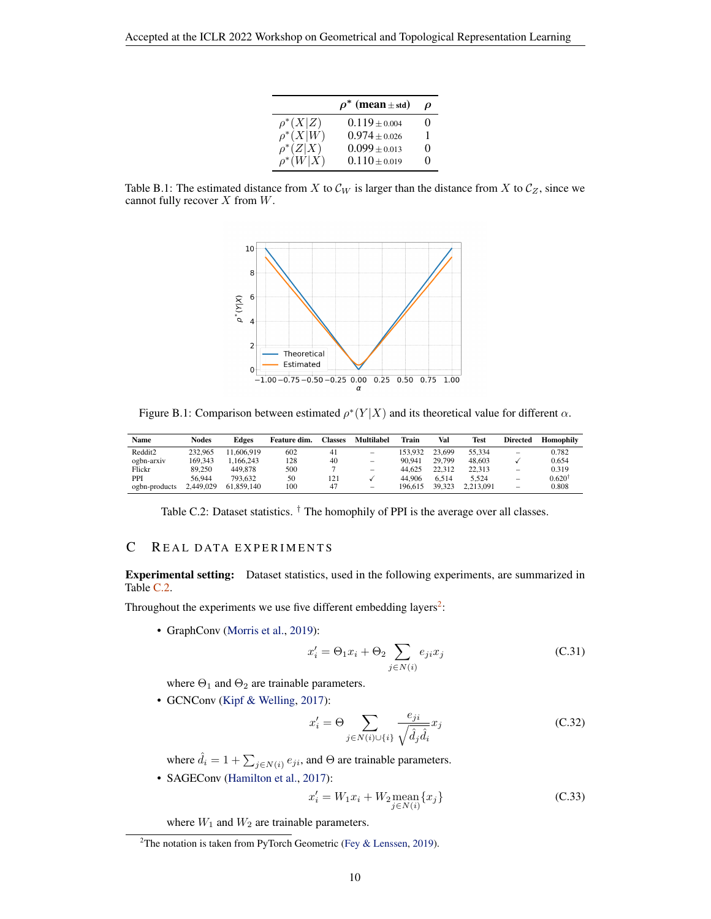| | $\rho^*$ (mean$\pm$std) | $\rho$ |
|---|---|---|
| $\rho^*(X\|Z)$ | $0.119 \pm 0.004$ | 0 |
| $\rho^*(X\|W)$ | $0.974 \pm 0.026$ | 1 |
| $\rho^*(Z\|X)$ | $0.099 \pm 0.013$ | 0 |
| $\rho^*(W\|X)$ | $0.110 \pm 0.019$ | 0 |

Table B.1: The estimated distance from $X$ to $\mathcal{C}_W$ is larger than the distance from $X$ to $\mathcal{C}_Z$, since we cannot fully recover $X$ from $W$.

Figure B.1: Comparison between estimated $\rho^*(Y|X)$ and its theoretical value for different $\alpha$.

| Name | Nodes | Edges | Feature dim. | Classes | Multilabel | Train | Val | Test | Directed | Homophily |
|---|---|---|---|---|---|---|---|---|---|---|
| Reddit2 | 232,965 | 11,606,919 | 602 | 41 | – | 153,932 | 23,699 | 55,334 | – | 0.782 |
| ogbn-arxiv | 169,343 | 1,166,243 | 128 | 40 | – | 90,941 | 29,799 | 48,603 | ✓ | 0.654 |
| Flickr | 89,250 | 449,878 | 500 | 7 | – | 44,625 | 22,312 | 22,313 | – | 0.319 |
| PPI | 56,944 | 793,632 | 50 | 121 | ✓ | 44,906 | 6,514 | 5,524 | – | 0.620† |
| ogbn-products | 2,449,029 | 61,859,140 | 100 | 47 | – | 196,615 | 39,323 | 2,213,091 | – | 0.808 |

Table C.2: Dataset statistics. † The homophily of PPI is the average over all classes.

# C Real Data Experiments

**Experimental setting:** Dataset statistics, used in the following experiments, are summarized in Table C.2.

Throughout the experiments we use five different embedding layers[2]:

- GraphConv (Morris et al., 2019):

$$x_i' = \Theta_1 x_i + \Theta_2 \sum_{j \in N(i)} e_{ji} x_j \tag{C.31}$$

where $\Theta_1$ and $\Theta_2$ are trainable parameters.

- GCNConv (Kipf & Welling, 2017):

$$x_i' = \Theta \sum_{j \in N(i) \cup \{i\}} \frac{e_{ji}}{\sqrt{\hat{d}_j \hat{d}_i}} x_j \tag{C.32}$$

where $\hat{d}_i = 1 + \sum_{j \in N(i)} e_{ji}$, and $\Theta$ are trainable parameters.

- SAGEConv (Hamilton et al., 2017):

$$x_i' = W_1 x_i + W_2 \operatorname*{mean}_{j \in N(i)} \{x_j\} \tag{C.33}$$

where $W_1$ and $W_2$ are trainable parameters.

[2] The notation is taken from PyTorch Geometric (Fey & Lenssen, 2019).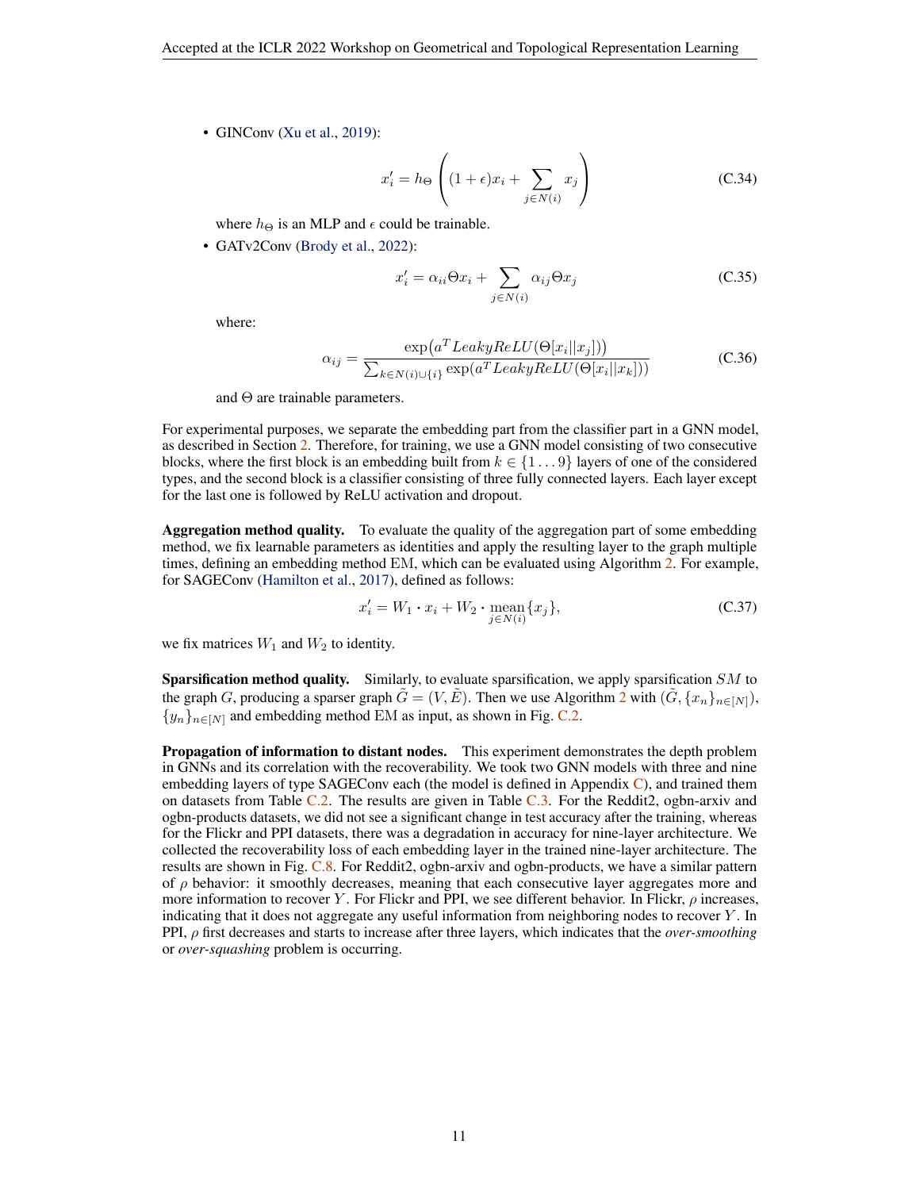- GINConv (Xu et al., 2019):

$$x'_i = h_\Theta \left( (1+\epsilon)x_i + \sum_{j \in N(i)} x_j \right) \tag{C.34}$$

where $h_\Theta$ is an MLP and $\epsilon$ could be trainable.

- GATv2Conv (Brody et al., 2022):

$$x'_i = \alpha_{ii}\Theta x_i + \sum_{j \in N(i)} \alpha_{ij}\Theta x_j \tag{C.35}$$

where:

$$\alpha_{ij} = \frac{\exp\left(a^T LeakyReLU(\Theta[x_i || x_j])\right)}{\sum_{k \in N(i)\cup\{i\}} \exp(a^T LeakyReLU(\Theta[x_i || x_k]))} \tag{C.36}$$

and $\Theta$ are trainable parameters.

For experimental purposes, we separate the embedding part from the classifier part in a GNN model, as described in Section 2. Therefore, for training, we use a GNN model consisting of two consecutive blocks, where the first block is an embedding built from $k \in \{1 \dots 9\}$ layers of one of the considered types, and the second block is a classifier consisting of three fully connected layers. Each layer except for the last one is followed by ReLU activation and dropout.

**Aggregation method quality.** To evaluate the quality of the aggregation part of some embedding method, we fix learnable parameters as identities and apply the resulting layer to the graph multiple times, defining an embedding method EM, which can be evaluated using Algorithm 2. For example, for SAGEConv (Hamilton et al., 2017), defined as follows:

$$x'_i = W_1 \cdot x_i + W_2 \cdot \underset{j \in N(i)}{\text{mean}}\{x_j\}, \tag{C.37}$$

we fix matrices $W_1$ and $W_2$ to identity.

**Sparsification method quality.** Similarly, to evaluate sparsification, we apply sparsification $SM$ to the graph $G$, producing a sparser graph $\tilde{G} = (V, \tilde{E})$. Then we use Algorithm 2 with $(\tilde{G}, \{x_n\}_{n \in [N]})$, $\{y_n\}_{n \in [N]}$ and embedding method EM as input, as shown in Fig. C.2.

**Propagation of information to distant nodes.** This experiment demonstrates the depth problem in GNNs and its correlation with the recoverability. We took two GNN models with three and nine embedding layers of type SAGEConv each (the model is defined in Appendix C), and trained them on datasets from Table C.2. The results are given in Table C.3. For the Reddit2, ogbn-arxiv and ogbn-products datasets, we did not see a significant change in test accuracy after the training, whereas for the Flickr and PPI datasets, there was a degradation in accuracy for nine-layer architecture. We collected the recoverability loss of each embedding layer in the trained nine-layer architecture. The results are shown in Fig. C.8. For Reddit2, ogbn-arxiv and ogbn-products, we have a similar pattern of $\rho$ behavior: it smoothly decreases, meaning that each consecutive layer aggregates more and more information to recover $Y$. For Flickr and PPI, we see different behavior. In Flickr, $\rho$ increases, indicating that it does not aggregate any useful information from neighboring nodes to recover $Y$. In PPI, $\rho$ first decreases and starts to increase after three layers, which indicates that the *over-smoothing* or *over-squashing* problem is occurring.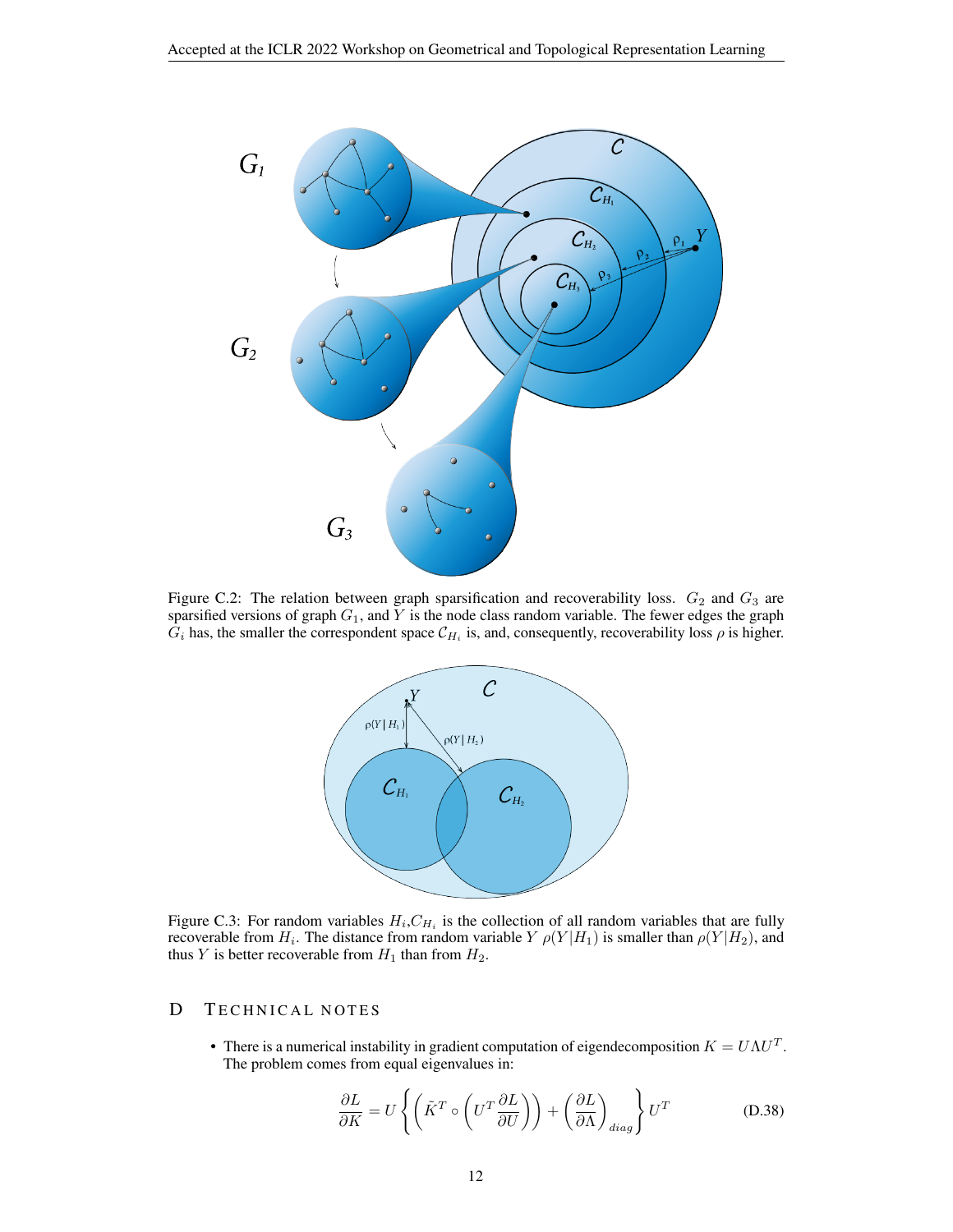Figure C.2: The relation between graph sparsification and recoverability loss. $G_2$ and $G_3$ are sparsified versions of graph $G_1$, and $Y$ is the node class random variable. The fewer edges the graph $G_i$ has, the smaller the correspondent space $\mathcal{C}_{H_i}$ is, and, consequently, recoverability loss $\rho$ is higher.

Figure C.3: For random variables $H_i$,$\mathcal{C}_{H_i}$ is the collection of all random variables that are fully recoverable from $H_i$. The distance from random variable $Y$ $\rho(Y|H_1)$ is smaller than $\rho(Y|H_2)$, and thus $Y$ is better recoverable from $H_1$ than from $H_2$.

## D Technical notes

- There is a numerical instability in gradient computation of eigendecomposition $K = U\Lambda U^T$. The problem comes from equal eigenvalues in:

$$\frac{\partial L}{\partial K} = U \left\{ \left( \tilde{K}^T \circ \left( U^T \frac{\partial L}{\partial U} \right) \right) + \left( \frac{\partial L}{\partial \Lambda} \right)_{diag} \right\} U^T \tag{D.38}$$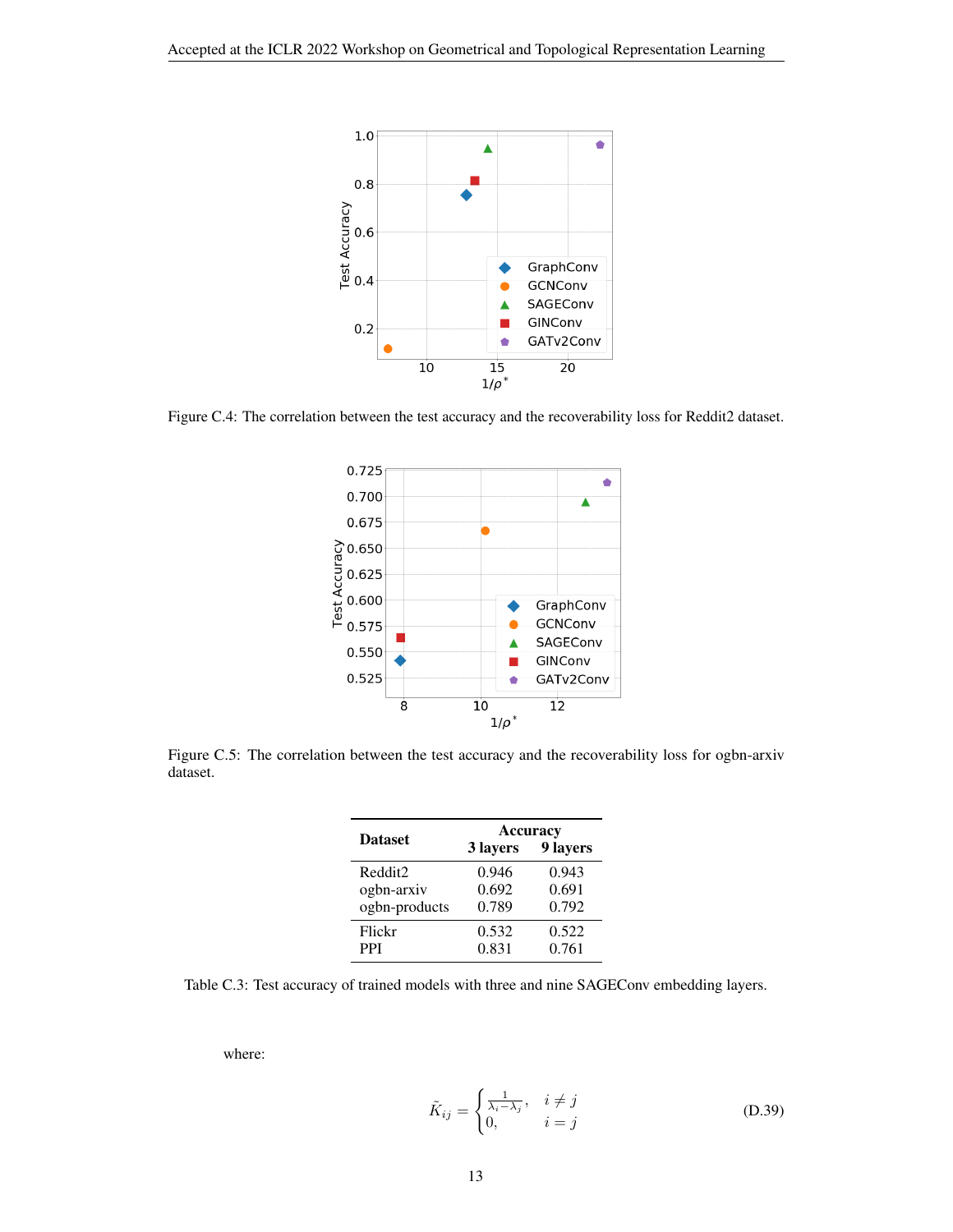Figure C.4: The correlation between the test accuracy and the recoverability loss for Reddit2 dataset.

Figure C.5: The correlation between the test accuracy and the recoverability loss for ogbn-arxiv dataset.

| Dataset | Accuracy | |
|---|---|---|
| | 3 layers | 9 layers |
| Reddit2 | 0.946 | 0.943 |
| ogbn-arxiv | 0.692 | 0.691 |
| ogbn-products | 0.789 | 0.792 |
| Flickr | 0.532 | 0.522 |
| PPI | 0.831 | 0.761 |

Table C.3: Test accuracy of trained models with three and nine SAGEConv embedding layers.

where:

$$\tilde{K}_{ij} = \begin{cases} \frac{1}{\lambda_i - \lambda_j}, & i \neq j \\ 0, & i = j \end{cases} \tag{D.39}$$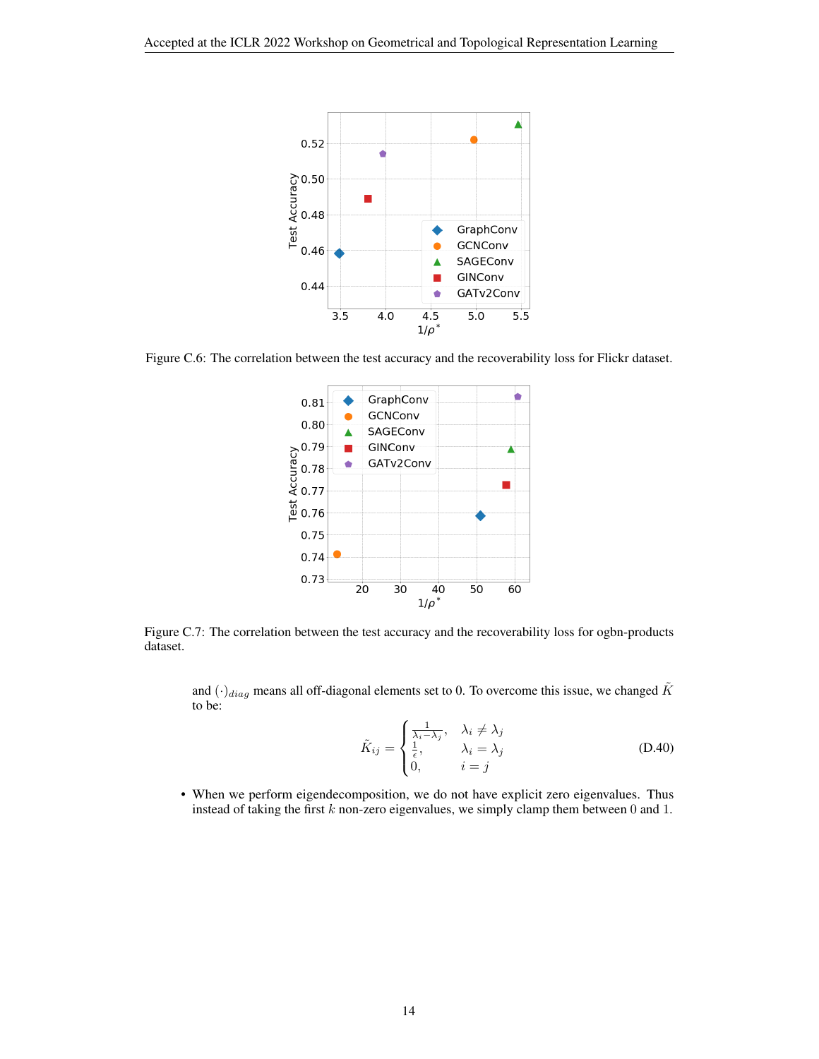Figure C.6: The correlation between the test accuracy and the recoverability loss for Flickr dataset.

Figure C.7: The correlation between the test accuracy and the recoverability loss for ogbn-products dataset.

and $(\cdot)_{diag}$ means all off-diagonal elements set to 0. To overcome this issue, we changed $\tilde{K}$ to be:

$$\tilde{K}_{ij} = \begin{cases} \frac{1}{\lambda_i - \lambda_j}, & \lambda_i \neq \lambda_j \\ \frac{1}{\epsilon}, & \lambda_i = \lambda_j \\ 0, & i = j \end{cases} \tag{D.40}$$

- When we perform eigendecomposition, we do not have explicit zero eigenvalues. Thus instead of taking the first $k$ non-zero eigenvalues, we simply clamp them between $0$ and $1$.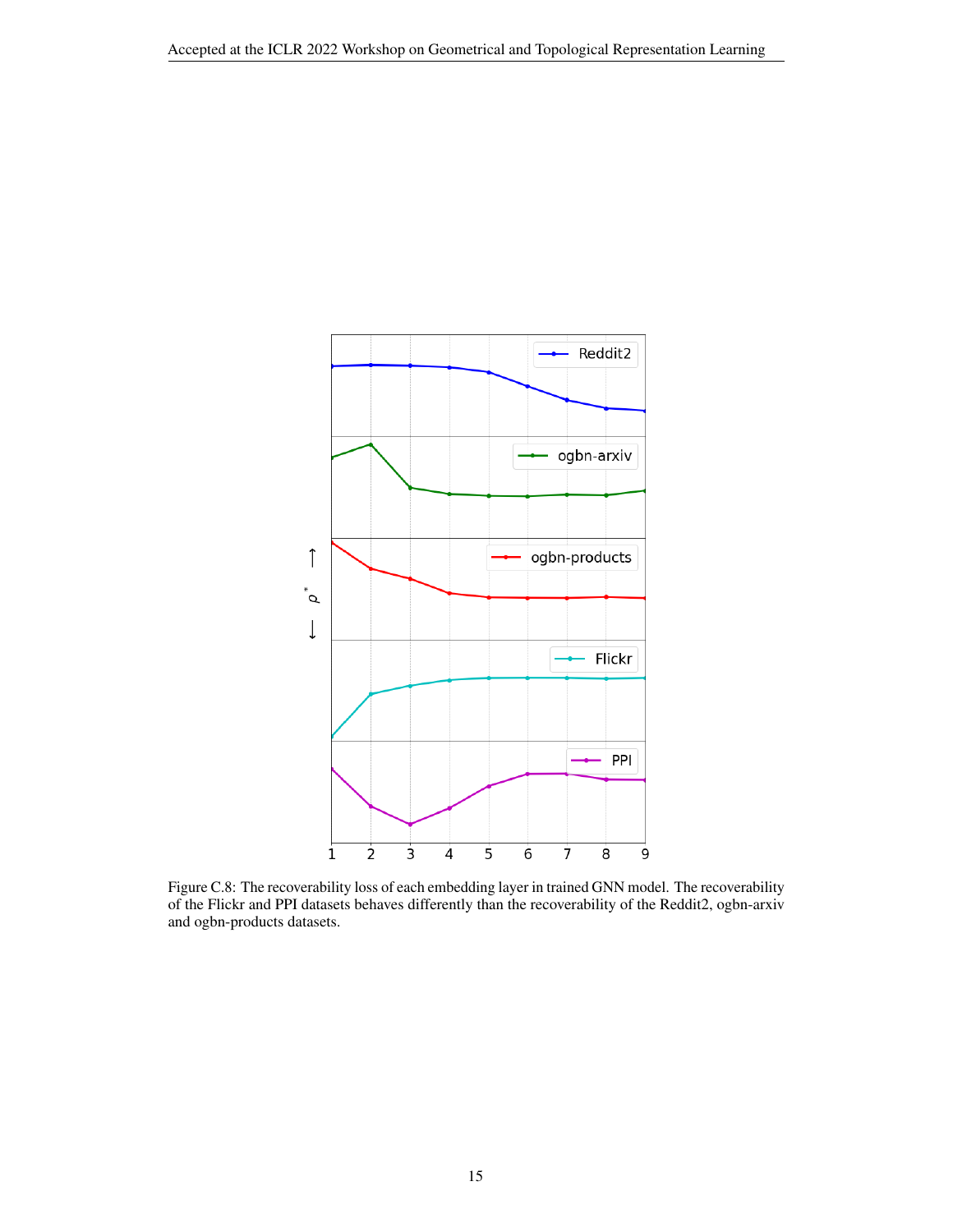Reddit2

ogbn-arxiv

ogbn-products

Flickr

PPI

$\longleftarrow \rho^* \longrightarrow$

1 2 3 4 5 6 7 8 9

Figure C.8: The recoverability loss of each embedding layer in trained GNN model. The recoverability of the Flickr and PPI datasets behaves differently than the recoverability of the Reddit2, ogbn-arxiv and ogbn-products datasets.